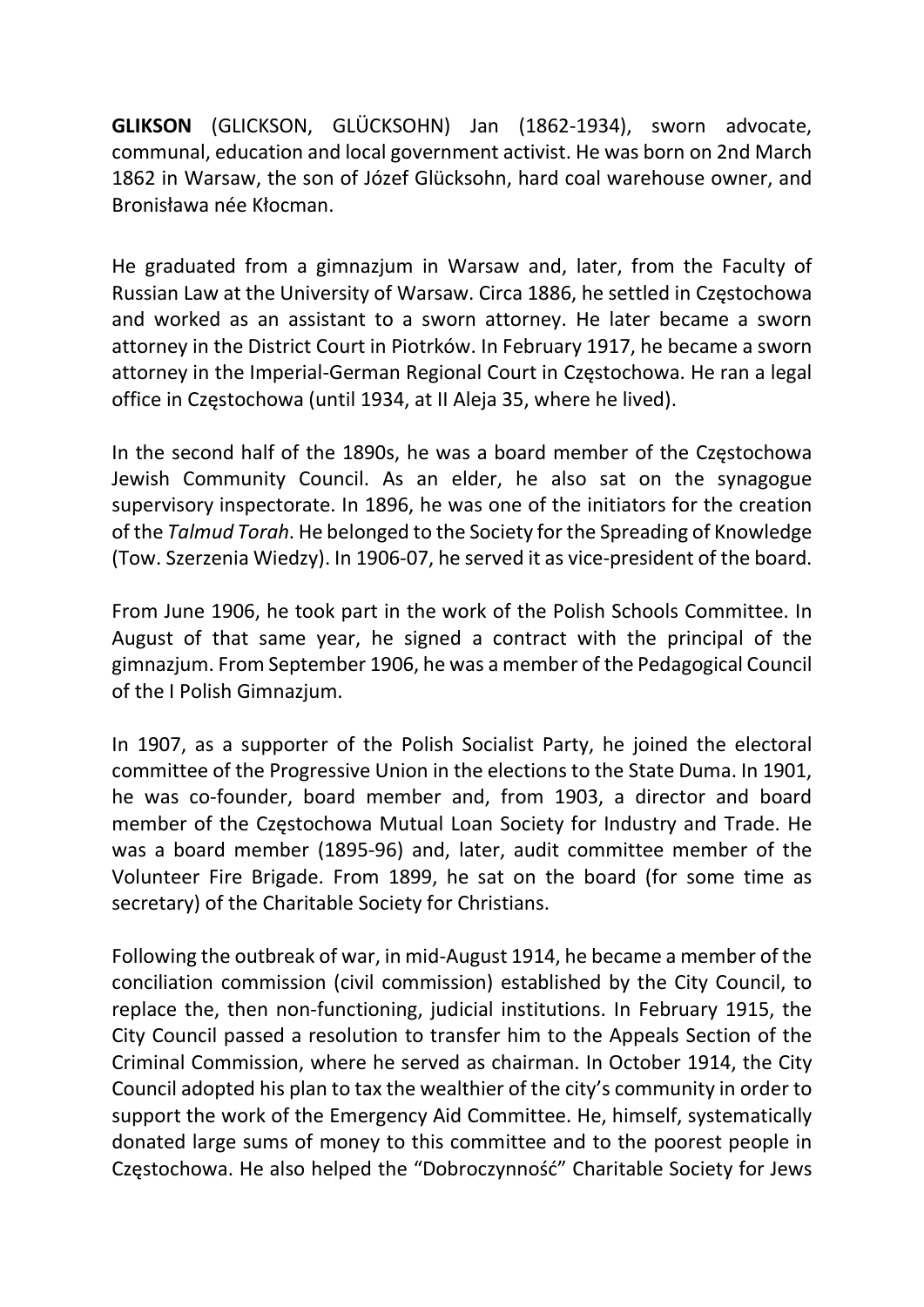**GLIKSON** (GLICKSON, GLÜCKSOHN) Jan (1862-1934), sworn advocate, communal, education and local government activist. He was born on 2nd March 1862 in Warsaw, the son of Józef Glücksohn, hard coal warehouse owner, and Bronisława née Kłocman.

He graduated from a gimnazjum in Warsaw and, later, from the Faculty of Russian Law at the University of Warsaw. Circa 1886, he settled in Częstochowa and worked as an assistant to a sworn attorney. He later became a sworn attorney in the District Court in Piotrków. In February 1917, he became a sworn attorney in the Imperial-German Regional Court in Częstochowa. He ran a legal office in Częstochowa (until 1934, at II Aleja 35, where he lived).

In the second half of the 1890s, he was a board member of the Częstochowa Jewish Community Council. As an elder, he also sat on the synagogue supervisory inspectorate. In 1896, he was one of the initiators for the creation of the *Talmud Torah*. He belonged to the Society for the Spreading of Knowledge (Tow. Szerzenia Wiedzy). In 1906-07, he served it as vice-president of the board.

From June 1906, he took part in the work of the Polish Schools Committee. In August of that same year, he signed a contract with the principal of the gimnazjum. From September 1906, he was a member of the Pedagogical Council of the I Polish Gimnazjum.

In 1907, as a supporter of the Polish Socialist Party, he joined the electoral committee of the Progressive Union in the elections to the State Duma. In 1901, he was co-founder, board member and, from 1903, a director and board member of the Częstochowa Mutual Loan Society for Industry and Trade. He was a board member (1895-96) and, later, audit committee member of the Volunteer Fire Brigade. From 1899, he sat on the board (for some time as secretary) of the Charitable Society for Christians.

Following the outbreak of war, in mid-August 1914, he became a member of the conciliation commission (civil commission) established by the City Council, to replace the, then non-functioning, judicial institutions. In February 1915, the City Council passed a resolution to transfer him to the Appeals Section of the Criminal Commission, where he served as chairman. In October 1914, the City Council adopted his plan to tax the wealthier of the city's community in order to support the work of the Emergency Aid Committee. He, himself, systematically donated large sums of money to this committee and to the poorest people in Częstochowa. He also helped the "Dobroczynność" Charitable Society for Jews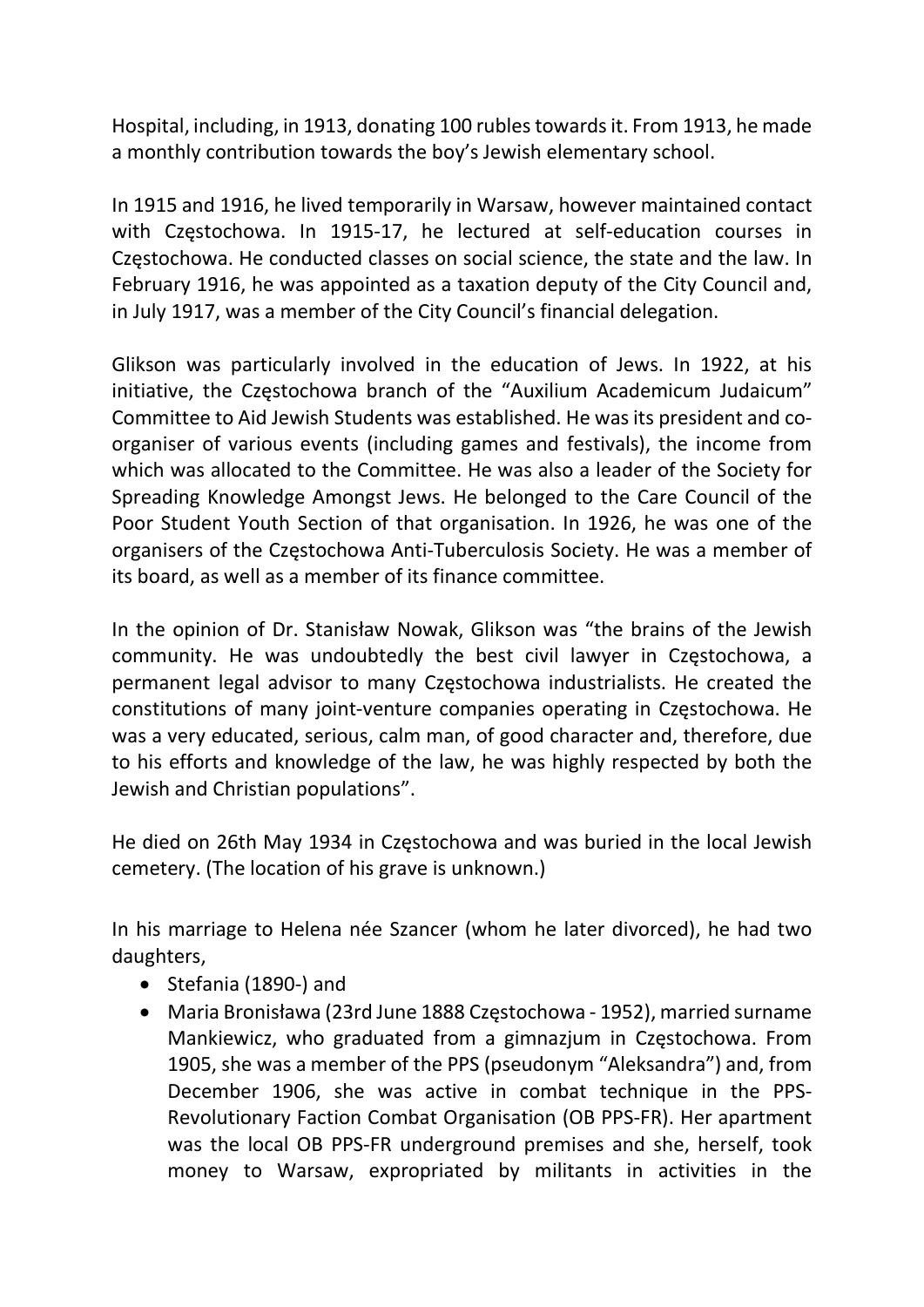Hospital, including, in 1913, donating 100 rubles towards it. From 1913, he made a monthly contribution towards the boy's Jewish elementary school.

In 1915 and 1916, he lived temporarily in Warsaw, however maintained contact with Częstochowa. In 1915-17, he lectured at self-education courses in Częstochowa. He conducted classes on social science, the state and the law. In February 1916, he was appointed as a taxation deputy of the City Council and, in July 1917, was a member of the City Council's financial delegation.

Glikson was particularly involved in the education of Jews. In 1922, at his initiative, the Częstochowa branch of the "Auxilium Academicum Judaicum" Committee to Aid Jewish Students was established. He was its president and co-organiser of various events (including games and festivals), the income from which was allocated to the Committee. He was also a leader of the Society for Spreading Knowledge Amongst Jews. He belonged to the Care Council of the Poor Student Youth Section of that organisation. In 1926, he was one of the organisers of the Częstochowa Anti-Tuberculosis Society. He was a member of its board, as well as a member of its finance committee.

In the opinion of Dr. Stanisław Nowak, Glikson was "the brains of the Jewish community. He was undoubtedly the best civil lawyer in Częstochowa, a permanent legal advisor to many Częstochowa industrialists. He created the constitutions of many joint-venture companies operating in Częstochowa. He was a very educated, serious, calm man, of good character and, therefore, due to his efforts and knowledge of the law, he was highly respected by both the Jewish and Christian populations".

He died on 26th May 1934 in Częstochowa and was buried in the local Jewish cemetery. (The location of his grave is unknown.)

In his marriage to Helena née Szancer (whom he later divorced), he had two daughters,

- Stefania (1890-) and
- Maria Bronisława (23rd June 1888 Częstochowa - 1952), married surname Mankiewicz, who graduated from a gimnazjum in Częstochowa. From 1905, she was a member of the PPS (pseudonym "Aleksandra") and, from December 1906, she was active in combat technique in the PPS-Revolutionary Faction Combat Organisation (OB PPS-FR). Her apartment was the local OB PPS-FR underground premises and she, herself, took money to Warsaw, expropriated by militants in activities in the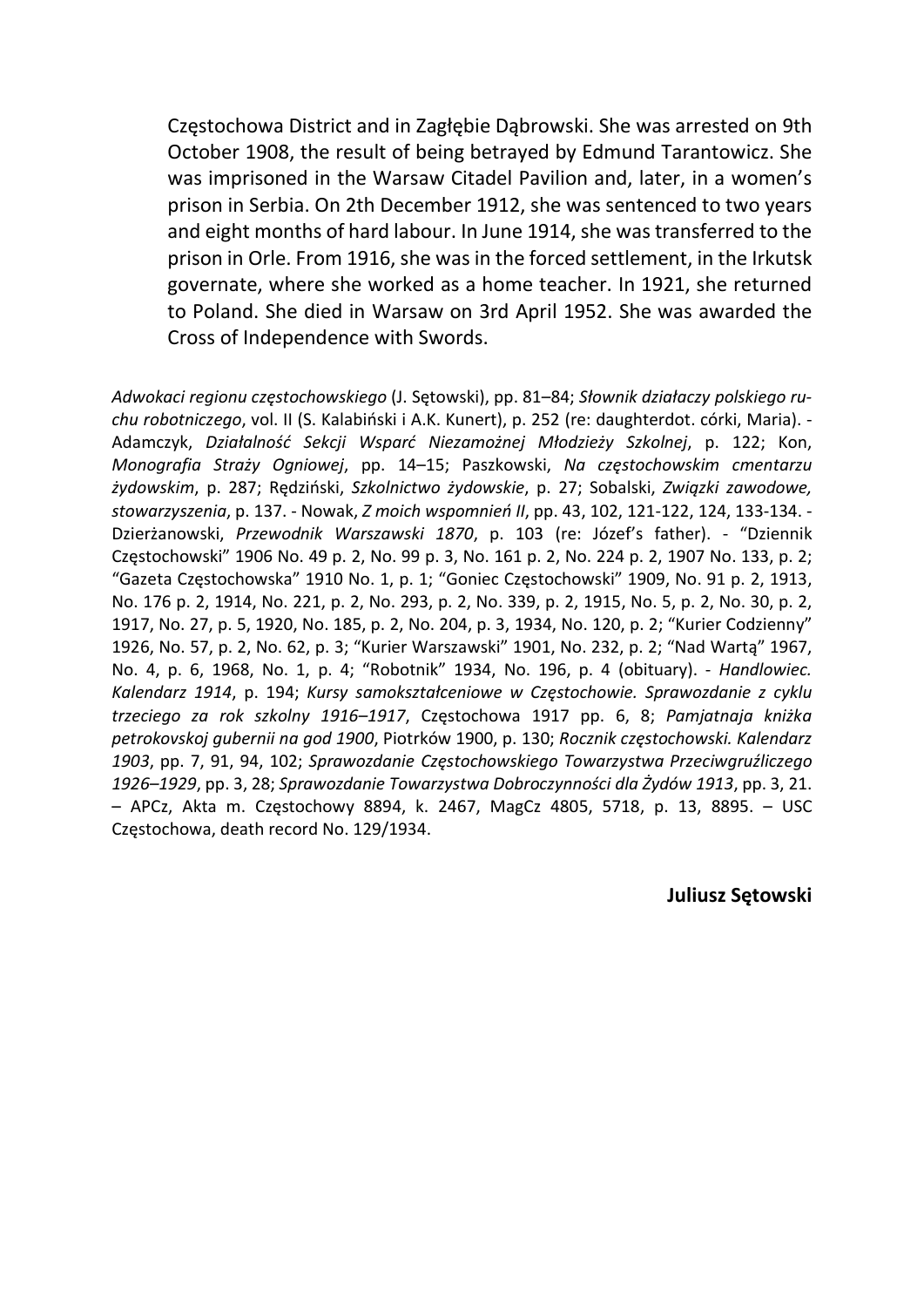Częstochowa District and in Zagłębie Dąbrowski. She was arrested on 9th October 1908, the result of being betrayed by Edmund Tarantowicz. She was imprisoned in the Warsaw Citadel Pavilion and, later, in a women's prison in Serbia. On 2th December 1912, she was sentenced to two years and eight months of hard labour. In June 1914, she was transferred to the prison in Orle. From 1916, she was in the forced settlement, in the Irkutsk governate, where she worked as a home teacher. In 1921, she returned to Poland. She died in Warsaw on 3rd April 1952. She was awarded the Cross of Independence with Swords.

*Adwokaci regionu częstochowskiego* (J. Sętowski), pp. 81–84; *Słownik działaczy polskiego ruchu robotniczego*, vol. II (S. Kalabiński i A.K. Kunert), p. 252 (re: daughterdot. córki, Maria). - Adamczyk, *Działalność Sekcji Wsparć Niezamożnej Młodzieży Szkolnej*, p. 122; Kon, *Monografia Straży Ogniowej*, pp. 14–15; Paszkowski, *Na częstochowskim cmentarzu żydowskim*, p. 287; Rędziński, *Szkolnictwo żydowskie*, p. 27; Sobalski, *Związki zawodowe, stowarzyszenia*, p. 137. - Nowak, *Z moich wspomnień II*, pp. 43, 102, 121-122, 124, 133-134. - Dzierżanowski, *Przewodnik Warszawski 1870*, p. 103 (re: Józef's father). - "Dziennik Częstochowski" 1906 No. 49 p. 2, No. 99 p. 3, No. 161 p. 2, No. 224 p. 2, 1907 No. 133, p. 2; "Gazeta Częstochowska" 1910 No. 1, p. 1; "Goniec Częstochowski" 1909, No. 91 p. 2, 1913, No. 176 p. 2, 1914, No. 221, p. 2, No. 293, p. 2, No. 339, p. 2, 1915, No. 5, p. 2, No. 30, p. 2, 1917, No. 27, p. 5, 1920, No. 185, p. 2, No. 204, p. 3, 1934, No. 120, p. 2; "Kurier Codzienny" 1926, No. 57, p. 2, No. 62, p. 3; "Kurier Warszawski" 1901, No. 232, p. 2; "Nad Wartą" 1967, No. 4, p. 6, 1968, No. 1, p. 4; "Robotnik" 1934, No. 196, p. 4 (obituary). - *Handlowiec. Kalendarz 1914*, p. 194; *Kursy samokształceniowe w Częstochowie. Sprawozdanie z cyklu trzeciego za rok szkolny 1916–1917*, Częstochowa 1917 pp. 6, 8; *Pamjatnaja knižka petrokovskoj gubernii na god 1900*, Piotrków 1900, p. 130; *Rocznik częstochowski. Kalendarz 1903*, pp. 7, 91, 94, 102; *Sprawozdanie Częstochowskiego Towarzystwa Przeciwgruźliczego 1926–1929*, pp. 3, 28; *Sprawozdanie Towarzystwa Dobroczynności dla Żydów 1913*, pp. 3, 21. – APCz, Akta m. Częstochowy 8894, k. 2467, MagCz 4805, 5718, p. 13, 8895. – USC Częstochowa, death record No. 129/1934.

**Juliusz Sętowski**